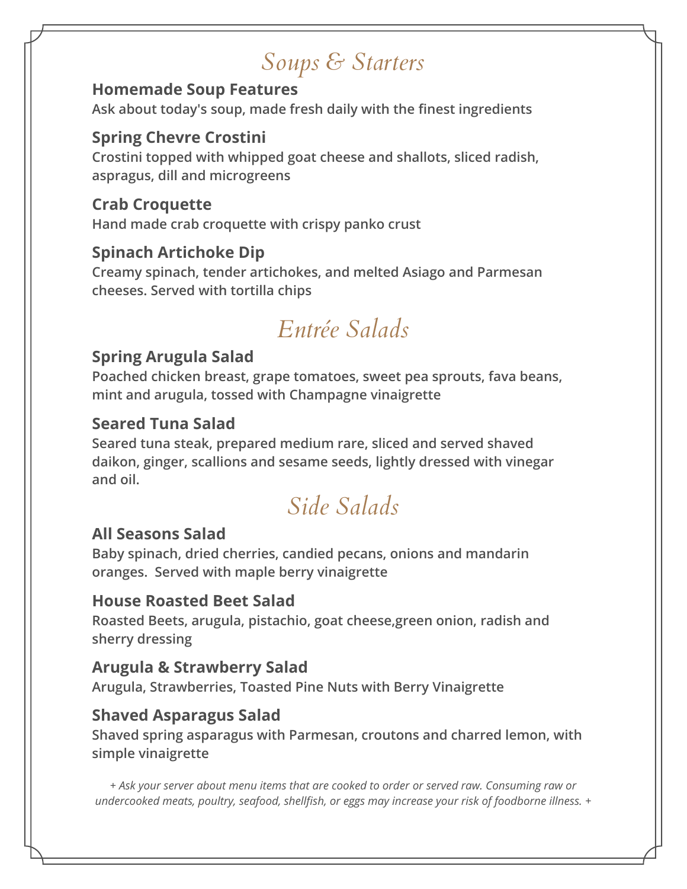# *Soups & Starters*

**Homemade Soup Features**
Ask about today's soup, made fresh daily with the finest ingredients

**Spring Chevre Crostini**
Crostini topped with whipped goat cheese and shallots, sliced radish, aspragus, dill and microgreens

**Crab Croquette**
Hand made crab croquette with crispy panko crust

**Spinach Artichoke Dip**
Creamy spinach, tender artichokes, and melted Asiago and Parmesan cheeses. Served with tortilla chips

# *Entrée Salads*

**Spring Arugula Salad**
Poached chicken breast, grape tomatoes, sweet pea sprouts, fava beans, mint and arugula, tossed with Champagne vinaigrette

**Seared Tuna Salad**
Seared tuna steak, prepared medium rare, sliced and served shaved daikon, ginger, scallions and sesame seeds, lightly dressed with vinegar and oil.

# *Side Salads*

**All Seasons Salad**
Baby spinach, dried cherries, candied pecans, onions and mandarin oranges. Served with maple berry vinaigrette

**House Roasted Beet Salad**
Roasted Beets, arugula, pistachio, goat cheese,green onion, radish and sherry dressing

**Arugula & Strawberry Salad**
Arugula, Strawberries, Toasted Pine Nuts with Berry Vinaigrette

**Shaved Asparagus Salad**
Shaved spring asparagus with Parmesan, croutons and charred lemon, with simple vinaigrette

*+ Ask your server about menu items that are cooked to order or served raw. Consuming raw or undercooked meats, poultry, seafood, shellfish, or eggs may increase your risk of foodborne illness. +*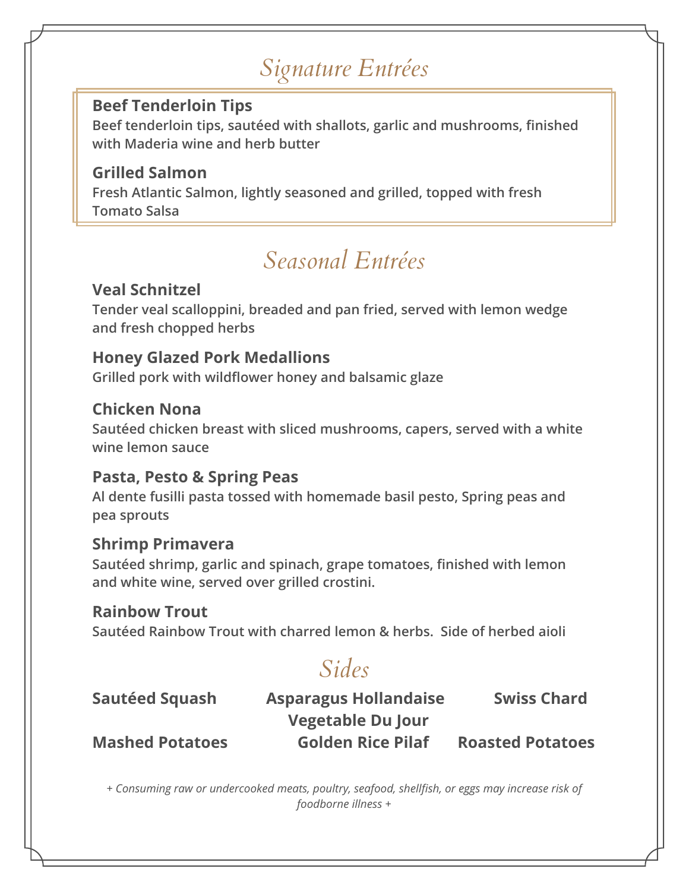## *Signature Entrées*

**Beef Tenderloin Tips**
Beef tenderloin tips, sautéed with shallots, garlic and mushrooms, finished with Maderia wine and herb butter

**Grilled Salmon**
Fresh Atlantic Salmon, lightly seasoned and grilled, topped with fresh Tomato Salsa

## *Seasonal Entrées*

**Veal Schnitzel**
Tender veal scalloppini, breaded and pan fried, served with lemon wedge and fresh chopped herbs

**Honey Glazed Pork Medallions**
Grilled pork with wildflower honey and balsamic glaze

**Chicken Nona**
Sautéed chicken breast with sliced mushrooms, capers, served with a white wine lemon sauce

**Pasta, Pesto & Spring Peas**
Al dente fusilli pasta tossed with homemade basil pesto, Spring peas and pea sprouts

**Shrimp Primavera**
Sautéed shrimp, garlic and spinach, grape tomatoes, finished with lemon and white wine, served over grilled crostini.

**Rainbow Trout**
Sautéed Rainbow Trout with charred lemon & herbs. Side of herbed aioli

## *Sides*

**Sautéed Squash**
**Asparagus Hollandaise**
**Swiss Chard**
**Vegetable Du Jour**
**Mashed Potatoes**
**Golden Rice Pilaf**
**Roasted Potatoes**

*+ Consuming raw or undercooked meats, poultry, seafood, shellfish, or eggs may increase risk of foodborne illness +*